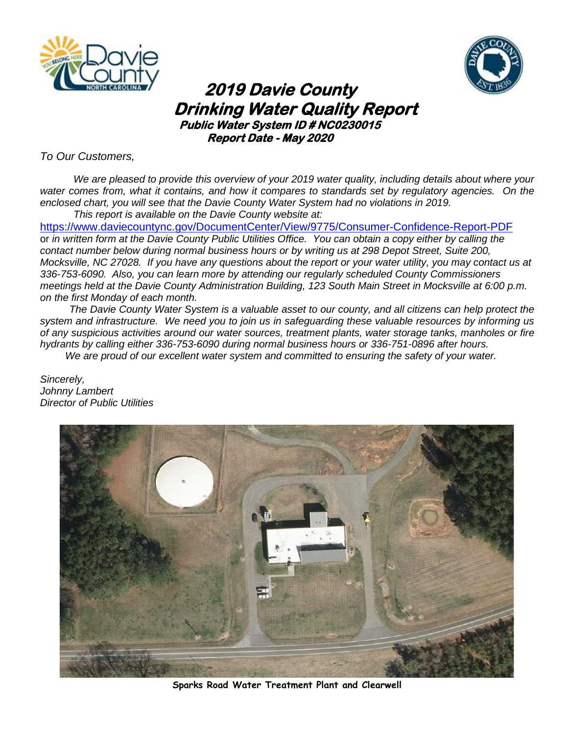# 2019 Davie County Drinking Water Quality Report

**Public Water System ID # NC0230015**

**Report Date - May 2020**

*To Our Customers,*

*We are pleased to provide this overview of your 2019 water quality, including details about where your water comes from, what it contains, and how it compares to standards set by regulatory agencies. On the enclosed chart, you will see that the Davie County Water System had no violations in 2019.*

*This report is available on the Davie County website at:*

https://www.daviecountync.gov/DocumentCenter/View/9775/Consumer-Confidence-Report-PDF or *in written form at the Davie County Public Utilities Office. You can obtain a copy either by calling the contact number below during normal business hours or by writing us at 298 Depot Street, Suite 200, Mocksville, NC 27028. If you have any questions about the report or your water utility, you may contact us at 336-753-6090. Also, you can learn more by attending our regularly scheduled County Commissioners meetings held at the Davie County Administration Building, 123 South Main Street in Mocksville at 6:00 p.m. on the first Monday of each month.*

*The Davie County Water System is a valuable asset to our county, and all citizens can help protect the system and infrastructure. We need you to join us in safeguarding these valuable resources by informing us of any suspicious activities around our water sources, treatment plants, water storage tanks, manholes or fire hydrants by calling either 336-753-6090 during normal business hours or 336-751-0896 after hours.*

*We are proud of our excellent water system and committed to ensuring the safety of your water.*

*Sincerely,*
*Johnny Lambert*
*Director of Public Utilities*

**Sparks Road Water Treatment Plant and Clearwell**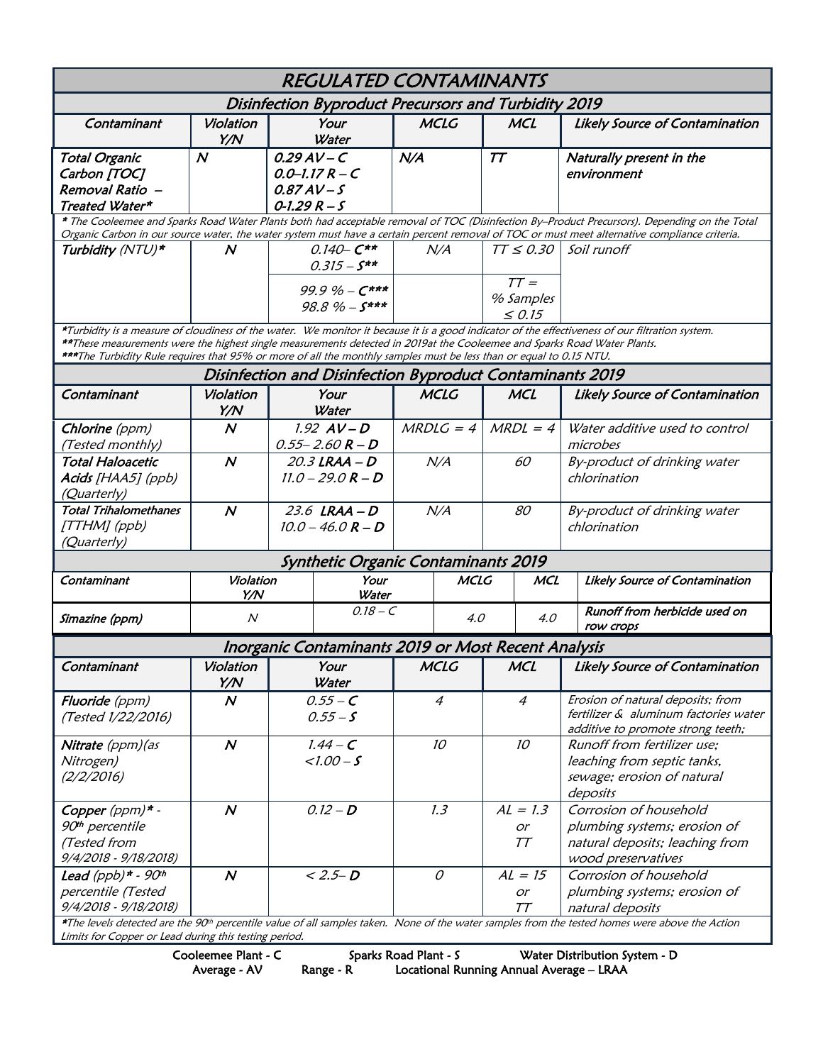# REGULATED CONTAMINANTS

## Disinfection Byproduct Precursors and Turbidity 2019

| Contaminant | Violation Y/N | Your Water | MCLG | MCL | Likely Source of Contamination |
|---|---|---|---|---|---|
| Total Organic Carbon [TOC] Removal Ratio – Treated Water* | N | 0.29 AV – C<br>0.0–1.17 R – C<br>0.87 AV – S<br>0-1.29 R – S | N/A | TT | Naturally present in the environment |

*The Cooleemee and Sparks Road Water Plants both had acceptable removal of TOC (Disinfection By–Product Precursors). Depending on the Total Organic Carbon in our source water, the water system must have a certain percent removal of TOC or must meet alternative compliance criteria.*

| Contaminant | Violation Y/N | Your Water | MCLG | MCL | Likely Source of Contamination |
|---|---|---|---|---|---|
| Turbidity (NTU)* | N | 0.140– C**<br>0.315 – S** | N/A | TT ≤ 0.30 | Soil runoff |
| | | 99.9 % – C***<br>98.8 % – S*** | | TT = % Samples ≤ 0.15 | |

*Turbidity is a measure of cloudiness of the water. We monitor it because it is a good indicator of the effectiveness of our filtration system.
**These measurements were the highest single measurements detected in 2019at the Cooleemee and Sparks Road Water Plants.
***The Turbidity Rule requires that 95% or more of all the monthly samples must be less than or equal to 0.15 NTU.

## Disinfection and Disinfection Byproduct Contaminants 2019

| Contaminant | Violation Y/N | Your Water | MCLG | MCL | Likely Source of Contamination |
|---|---|---|---|---|---|
| **Chlorine** (ppm) (Tested monthly) | N | 1.92 **AV – D**<br>0.55– 2.60 **R – D** | MRDLG = 4 | MRDL = 4 | Water additive used to control microbes |
| **Total Haloacetic Acids** [HAA5] (ppb) (Quarterly) | N | 20.3 **LRAA – D**<br>11.0 – 29.0 **R – D** | N/A | 60 | By-product of drinking water chlorination |
| **Total Trihalomethanes** [TTHM] (ppb) (Quarterly) | N | 23.6 **LRAA – D**<br>10.0 – 46.0 **R – D** | N/A | 80 | By-product of drinking water chlorination |

## Synthetic Organic Contaminants 2019

| Contaminant | Violation Y/N | Your Water | MCLG | MCL | Likely Source of Contamination |
|---|---|---|---|---|---|
| Simazine (ppm) | N | 0.18 – C | 4.0 | 4.0 | Runoff from herbicide used on row crops |

## Inorganic Contaminants 2019 or Most Recent Analysis

| Contaminant | Violation Y/N | Your Water | MCLG | MCL | Likely Source of Contamination |
|---|---|---|---|---|---|
| **Fluoride** (ppm) (Tested 1/22/2016) | N | 0.55 – **C**<br>0.55 – **S** | 4 | 4 | Erosion of natural deposits; from fertilizer & aluminum factories water additive to promote strong teeth; |
| **Nitrate** (ppm)(as Nitrogen) (2/2/2016) | N | 1.44 – **C**<br><1.00 – **S** | 10 | 10 | Runoff from fertilizer use; leaching from septic tanks, sewage; erosion of natural deposits |
| **Copper** (ppm)* - 90th percentile (Tested from 9/4/2018 - 9/18/2018) | N | 0.12 – **D** | 1.3 | AL = 1.3 or TT | Corrosion of household plumbing systems; erosion of natural deposits; leaching from wood preservatives |
| **Lead** (ppb)* - 90th percentile (Tested 9/4/2018 - 9/18/2018) | N | < 2.5– **D** | 0 | AL = 15 or TT | Corrosion of household plumbing systems; erosion of natural deposits |

*The levels detected are the 90th percentile value of all samples taken. None of the water samples from the tested homes were above the Action Limits for Copper or Lead during this testing period.

Cooleemee Plant - C | Sparks Road Plant - S | Water Distribution System - D
Average - AV | Range - R | Locational Running Annual Average – LRAA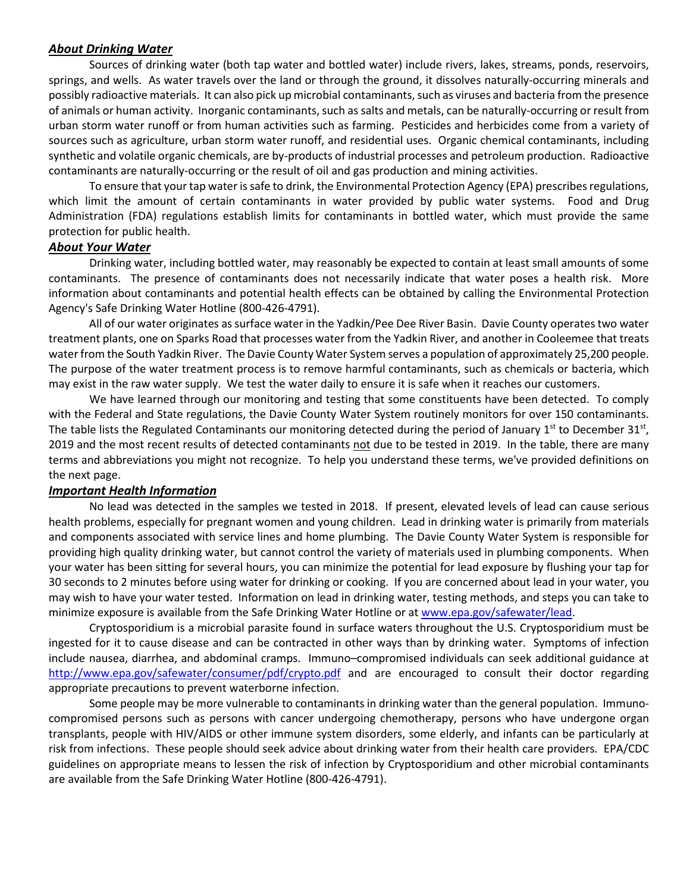### ***About Drinking Water***

Sources of drinking water (both tap water and bottled water) include rivers, lakes, streams, ponds, reservoirs, springs, and wells. As water travels over the land or through the ground, it dissolves naturally-occurring minerals and possibly radioactive materials. It can also pick up microbial contaminants, such as viruses and bacteria from the presence of animals or human activity. Inorganic contaminants, such as salts and metals, can be naturally-occurring or result from urban storm water runoff or from human activities such as farming. Pesticides and herbicides come from a variety of sources such as agriculture, urban storm water runoff, and residential uses. Organic chemical contaminants, including synthetic and volatile organic chemicals, are by-products of industrial processes and petroleum production. Radioactive contaminants are naturally-occurring or the result of oil and gas production and mining activities.

To ensure that your tap water is safe to drink, the Environmental Protection Agency (EPA) prescribes regulations, which limit the amount of certain contaminants in water provided by public water systems. Food and Drug Administration (FDA) regulations establish limits for contaminants in bottled water, which must provide the same protection for public health.

### ***About Your Water***

Drinking water, including bottled water, may reasonably be expected to contain at least small amounts of some contaminants. The presence of contaminants does not necessarily indicate that water poses a health risk. More information about contaminants and potential health effects can be obtained by calling the Environmental Protection Agency's Safe Drinking Water Hotline (800-426-4791).

All of our water originates as surface water in the Yadkin/Pee Dee River Basin. Davie County operates two water treatment plants, one on Sparks Road that processes water from the Yadkin River, and another in Cooleemee that treats water from the South Yadkin River. The Davie County Water System serves a population of approximately 25,200 people. The purpose of the water treatment process is to remove harmful contaminants, such as chemicals or bacteria, which may exist in the raw water supply. We test the water daily to ensure it is safe when it reaches our customers.

We have learned through our monitoring and testing that some constituents have been detected. To comply with the Federal and State regulations, the Davie County Water System routinely monitors for over 150 contaminants. The table lists the Regulated Contaminants our monitoring detected during the period of January 1st to December 31st, 2019 and the most recent results of detected contaminants <u>not</u> due to be tested in 2019. In the table, there are many terms and abbreviations you might not recognize. To help you understand these terms, we've provided definitions on the next page.

### ***Important Health Information***

No lead was detected in the samples we tested in 2018. If present, elevated levels of lead can cause serious health problems, especially for pregnant women and young children. Lead in drinking water is primarily from materials and components associated with service lines and home plumbing. The Davie County Water System is responsible for providing high quality drinking water, but cannot control the variety of materials used in plumbing components. When your water has been sitting for several hours, you can minimize the potential for lead exposure by flushing your tap for 30 seconds to 2 minutes before using water for drinking or cooking. If you are concerned about lead in your water, you may wish to have your water tested. Information on lead in drinking water, testing methods, and steps you can take to minimize exposure is available from the Safe Drinking Water Hotline or at [www.epa.gov/safewater/lead](http://www.epa.gov/safewater/lead).

Cryptosporidium is a microbial parasite found in surface waters throughout the U.S. Cryptosporidium must be ingested for it to cause disease and can be contracted in other ways than by drinking water. Symptoms of infection include nausea, diarrhea, and abdominal cramps. Immuno–compromised individuals can seek additional guidance at [http://www.epa.gov/safewater/consumer/pdf/crypto.pdf](http://www.epa.gov/safewater/consumer/pdf/crypto.pdf) and are encouraged to consult their doctor regarding appropriate precautions to prevent waterborne infection.

Some people may be more vulnerable to contaminants in drinking water than the general population. Immuno-compromised persons such as persons with cancer undergoing chemotherapy, persons who have undergone organ transplants, people with HIV/AIDS or other immune system disorders, some elderly, and infants can be particularly at risk from infections. These people should seek advice about drinking water from their health care providers. EPA/CDC guidelines on appropriate means to lessen the risk of infection by Cryptosporidium and other microbial contaminants are available from the Safe Drinking Water Hotline (800-426-4791).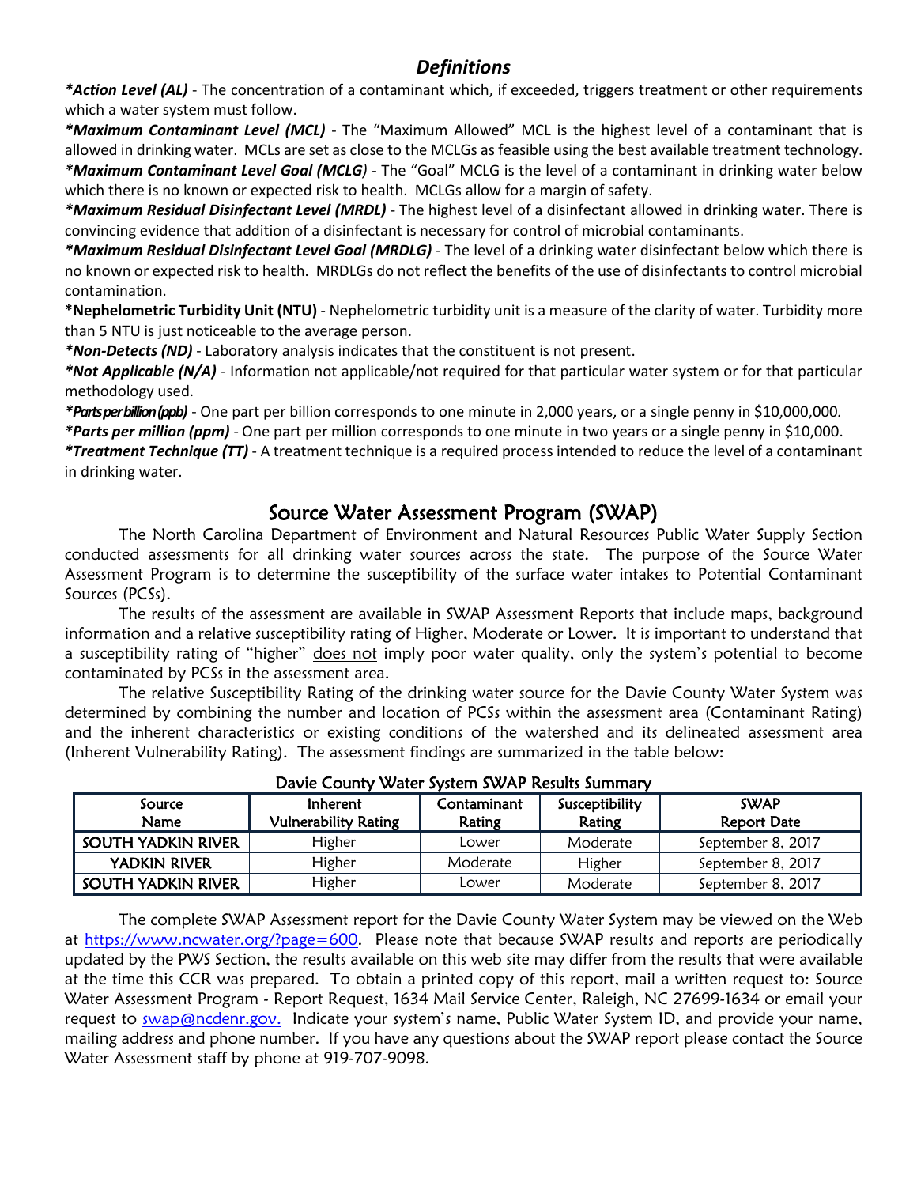## *Definitions*

***Action Level (AL)*** - The concentration of a contaminant which, if exceeded, triggers treatment or other requirements which a water system must follow.

***Maximum Contaminant Level (MCL)*** - The "Maximum Allowed" MCL is the highest level of a contaminant that is allowed in drinking water. MCLs are set as close to the MCLGs as feasible using the best available treatment technology.

***Maximum Contaminant Level Goal (MCLG)*** - The "Goal" MCLG is the level of a contaminant in drinking water below which there is no known or expected risk to health. MCLGs allow for a margin of safety.

***Maximum Residual Disinfectant Level (MRDL)*** - The highest level of a disinfectant allowed in drinking water. There is convincing evidence that addition of a disinfectant is necessary for control of microbial contaminants.

***Maximum Residual Disinfectant Level Goal (MRDLG)*** - The level of a drinking water disinfectant below which there is no known or expected risk to health. MRDLGs do not reflect the benefits of the use of disinfectants to control microbial contamination.

**\*Nephelometric Turbidity Unit (NTU)** - Nephelometric turbidity unit is a measure of the clarity of water. Turbidity more than 5 NTU is just noticeable to the average person.

***Non-Detects (ND)*** - Laboratory analysis indicates that the constituent is not present.

***Not Applicable (N/A)*** - Information not applicable/not required for that particular water system or for that particular methodology used.

***Parts per billion (ppb)*** - One part per billion corresponds to one minute in 2,000 years, or a single penny in $10,000,000.

***Parts per million (ppm)*** - One part per million corresponds to one minute in two years or a single penny in $10,000.

***Treatment Technique (TT)*** - A treatment technique is a required process intended to reduce the level of a contaminant in drinking water.

## Source Water Assessment Program (SWAP)

The North Carolina Department of Environment and Natural Resources Public Water Supply Section conducted assessments for all drinking water sources across the state. The purpose of the Source Water Assessment Program is to determine the susceptibility of the surface water intakes to Potential Contaminant Sources (PCSs).

The results of the assessment are available in SWAP Assessment Reports that include maps, background information and a relative susceptibility rating of Higher, Moderate or Lower. It is important to understand that a susceptibility rating of "higher" does not imply poor water quality, only the system's potential to become contaminated by PCSs in the assessment area.

The relative Susceptibility Rating of the drinking water source for the Davie County Water System was determined by combining the number and location of PCSs within the assessment area (Contaminant Rating) and the inherent characteristics or existing conditions of the watershed and its delineated assessment area (Inherent Vulnerability Rating). The assessment findings are summarized in the table below:

**Davie County Water System SWAP Results Summary**

| Source Name | Inherent Vulnerability Rating | Contaminant Rating | Susceptibility Rating | SWAP Report Date |
|---|---|---|---|---|
| SOUTH YADKIN RIVER | Higher | Lower | Moderate | September 8, 2017 |
| YADKIN RIVER | Higher | Moderate | Higher | September 8, 2017 |
| SOUTH YADKIN RIVER | Higher | Lower | Moderate | September 8, 2017 |

The complete SWAP Assessment report for the Davie County Water System may be viewed on the Web at https://www.ncwater.org/?page=600. Please note that because SWAP results and reports are periodically updated by the PWS Section, the results available on this web site may differ from the results that were available at the time this CCR was prepared. To obtain a printed copy of this report, mail a written request to: Source Water Assessment Program - Report Request, 1634 Mail Service Center, Raleigh, NC 27699-1634 or email your request to swap@ncdenr.gov. Indicate your system's name, Public Water System ID, and provide your name, mailing address and phone number. If you have any questions about the SWAP report please contact the Source Water Assessment staff by phone at 919-707-9098.